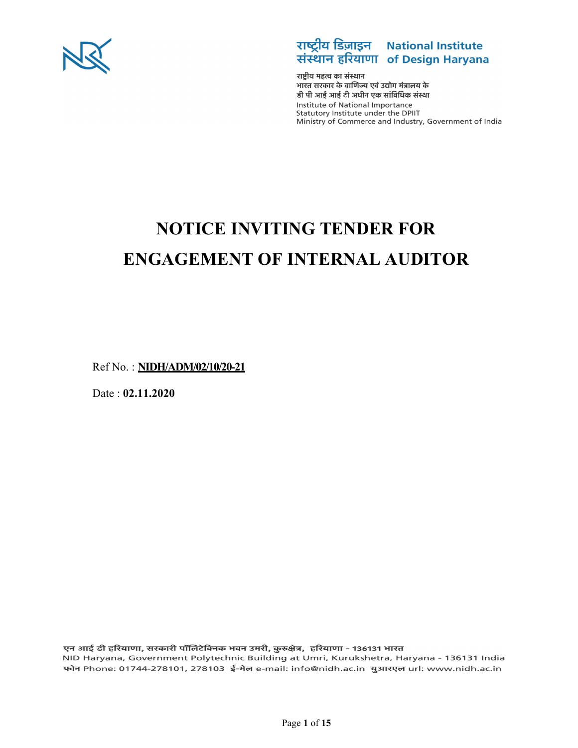राष्ट्रीय डिज़ाइन संस्थान हरियाणा **National Institute of Design Haryana**

राष्ट्रीय महत्व का संस्थान
भारत सरकार के वाणिज्य एवं उद्योग मंत्रालय के
डी पी आई आई टी अधीन एक सांविधिक संस्था
Institute of National Importance
Statutory Institute under the DPIIT
Ministry of Commerce and Industry, Government of India

# NOTICE INVITING TENDER FOR ENGAGEMENT OF INTERNAL AUDITOR

Ref No. : **NIDH/ADM/02/10/20-21**

Date : **02.11.2020**

एन आई डी हरियाणा, सरकारी पॉलिटेक्निक भवन उमरी, कुरुक्षेत्र, हरियाणा - 136131 भारत
NID Haryana, Government Polytechnic Building at Umri, Kurukshetra, Haryana - 136131 India
फोन Phone: 01744-278101, 278103 ई-मेल e-mail: info@nidh.ac.in युआरएल url: www.nidh.ac.in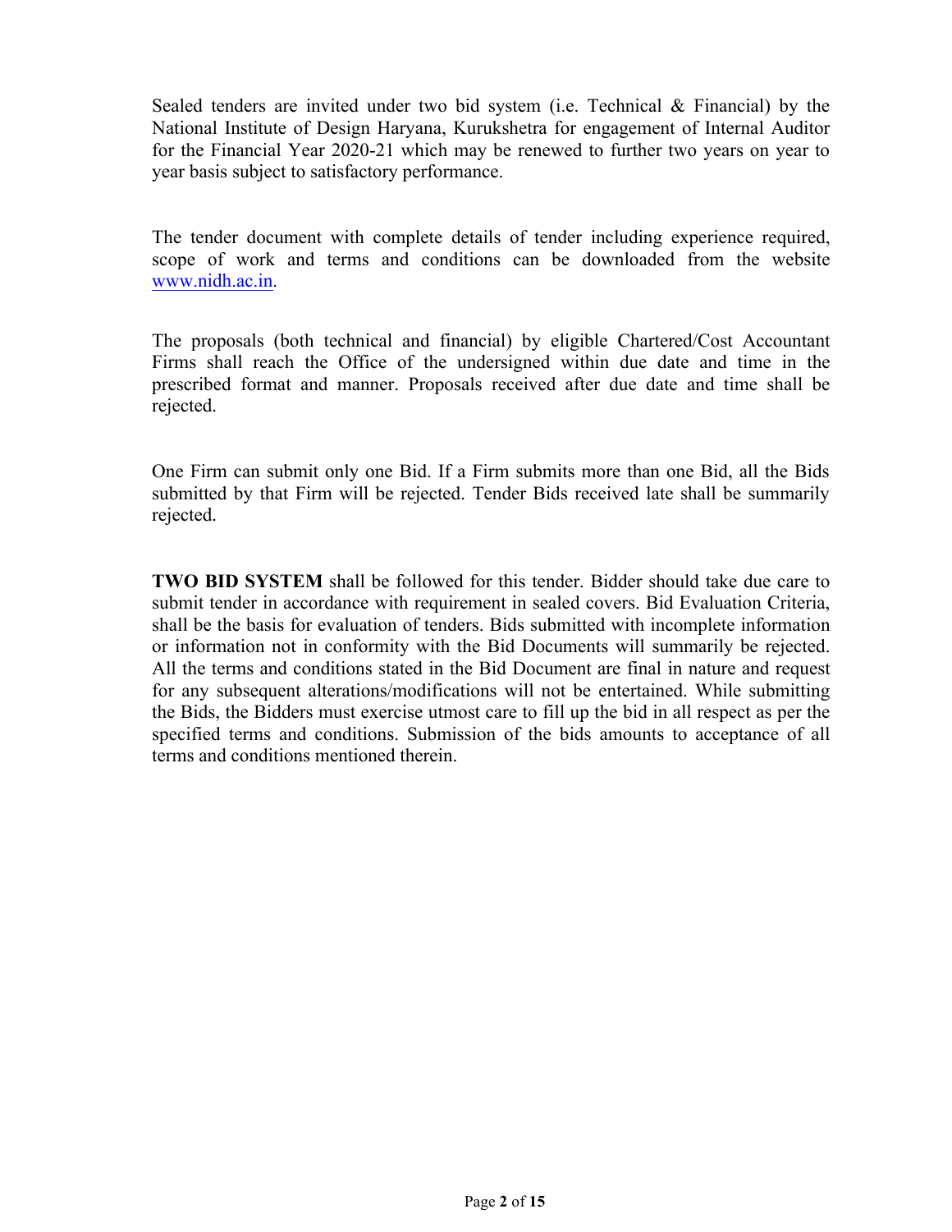Sealed tenders are invited under two bid system (i.e. Technical & Financial) by the National Institute of Design Haryana, Kurukshetra for engagement of Internal Auditor for the Financial Year 2020-21 which may be renewed to further two years on year to year basis subject to satisfactory performance.

The tender document with complete details of tender including experience required, scope of work and terms and conditions can be downloaded from the website [www.nidh.ac.in](http://www.nidh.ac.in).

The proposals (both technical and financial) by eligible Chartered/Cost Accountant Firms shall reach the Office of the undersigned within due date and time in the prescribed format and manner. Proposals received after due date and time shall be rejected.

One Firm can submit only one Bid. If a Firm submits more than one Bid, all the Bids submitted by that Firm will be rejected. Tender Bids received late shall be summarily rejected.

**TWO BID SYSTEM** shall be followed for this tender. Bidder should take due care to submit tender in accordance with requirement in sealed covers. Bid Evaluation Criteria, shall be the basis for evaluation of tenders. Bids submitted with incomplete information or information not in conformity with the Bid Documents will summarily be rejected. All the terms and conditions stated in the Bid Document are final in nature and request for any subsequent alterations/modifications will not be entertained. While submitting the Bids, the Bidders must exercise utmost care to fill up the bid in all respect as per the specified terms and conditions. Submission of the bids amounts to acceptance of all terms and conditions mentioned therein.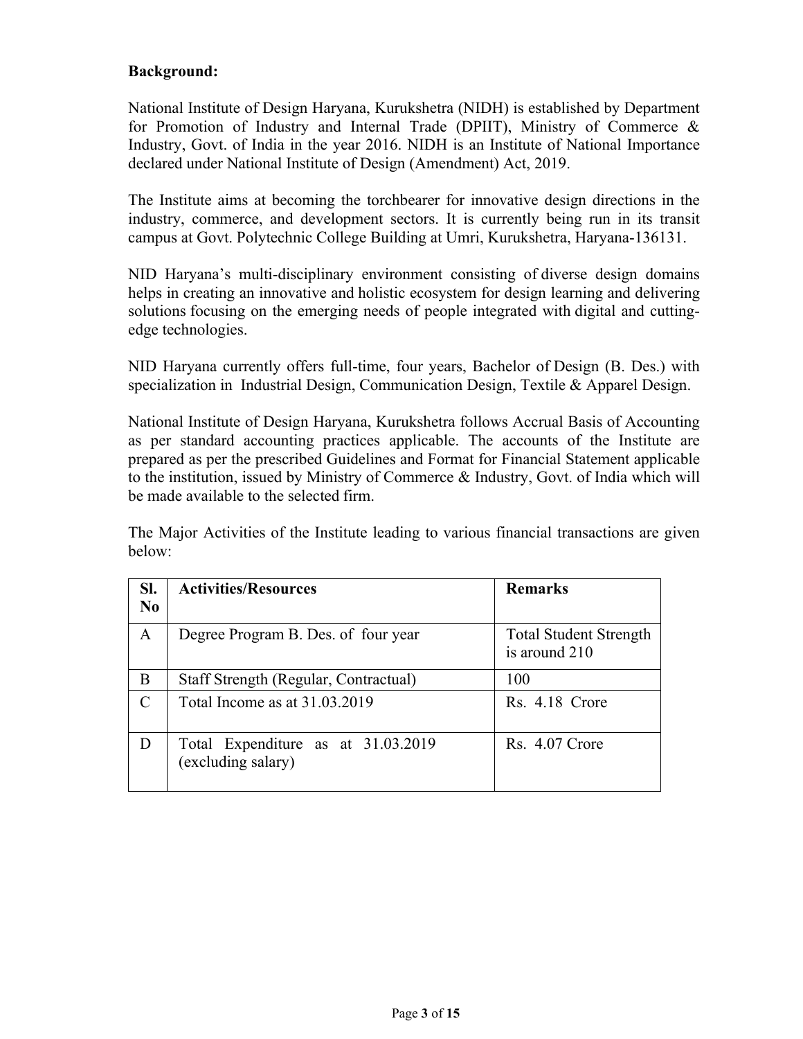**Background:**

National Institute of Design Haryana, Kurukshetra (NIDH) is established by Department for Promotion of Industry and Internal Trade (DPIIT), Ministry of Commerce & Industry, Govt. of India in the year 2016. NIDH is an Institute of National Importance declared under National Institute of Design (Amendment) Act, 2019.

The Institute aims at becoming the torchbearer for innovative design directions in the industry, commerce, and development sectors. It is currently being run in its transit campus at Govt. Polytechnic College Building at Umri, Kurukshetra, Haryana-136131.

NID Haryana's multi-disciplinary environment consisting of diverse design domains helps in creating an innovative and holistic ecosystem for design learning and delivering solutions focusing on the emerging needs of people integrated with digital and cutting-edge technologies.

NID Haryana currently offers full-time, four years, Bachelor of Design (B. Des.) with specialization in Industrial Design, Communication Design, Textile & Apparel Design.

National Institute of Design Haryana, Kurukshetra follows Accrual Basis of Accounting as per standard accounting practices applicable. The accounts of the Institute are prepared as per the prescribed Guidelines and Format for Financial Statement applicable to the institution, issued by Ministry of Commerce & Industry, Govt. of India which will be made available to the selected firm.

The Major Activities of the Institute leading to various financial transactions are given below:

| Sl. No | Activities/Resources | Remarks |
|---|---|---|
| A | Degree Program B. Des. of four year | Total Student Strength is around 210 |
| B | Staff Strength (Regular, Contractual) | 100 |
| C | Total Income as at 31.03.2019 | Rs. 4.18 Crore |
| D | Total Expenditure as at 31.03.2019 (excluding salary) | Rs. 4.07 Crore |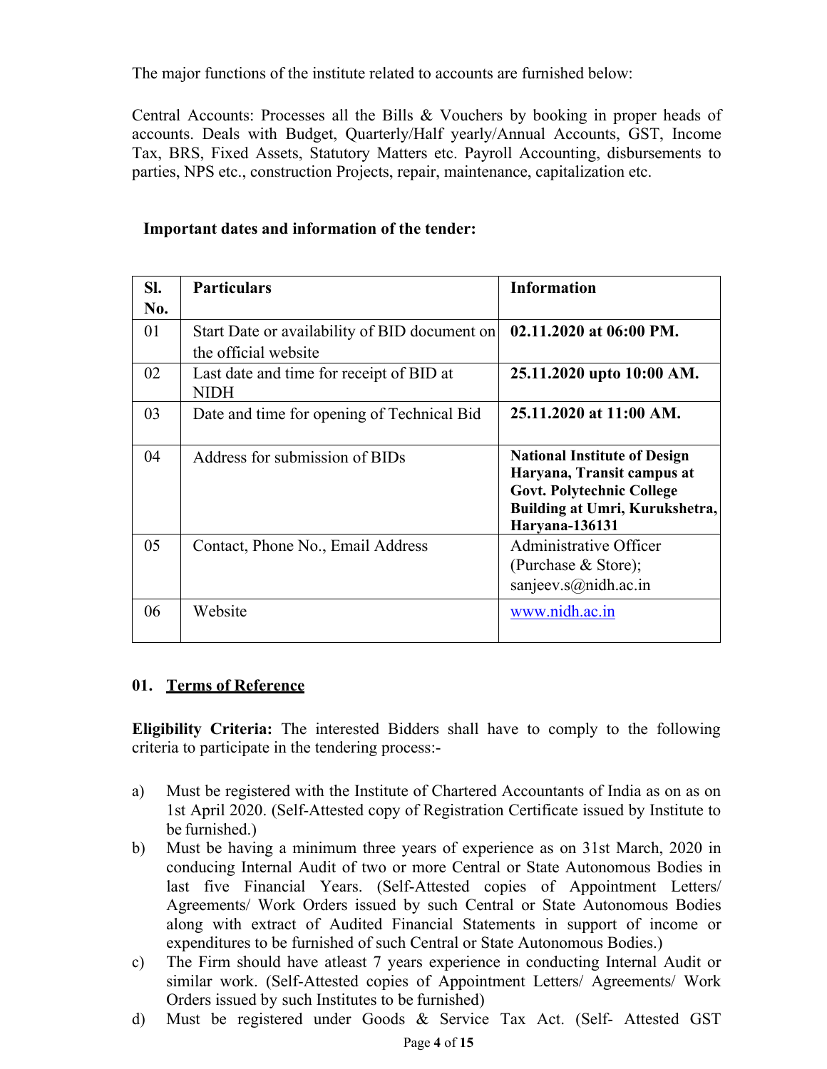The major functions of the institute related to accounts are furnished below:

Central Accounts: Processes all the Bills & Vouchers by booking in proper heads of accounts. Deals with Budget, Quarterly/Half yearly/Annual Accounts, GST, Income Tax, BRS, Fixed Assets, Statutory Matters etc. Payroll Accounting, disbursements to parties, NPS etc., construction Projects, repair, maintenance, capitalization etc.

**Important dates and information of the tender:**

| Sl. No. | Particulars | Information |
|---|---|---|
| 01 | Start Date or availability of BID document on the official website | **02.11.2020 at 06:00 PM.** |
| 02 | Last date and time for receipt of BID at NIDH | **25.11.2020 upto 10:00 AM.** |
| 03 | Date and time for opening of Technical Bid | **25.11.2020 at 11:00 AM.** |
| 04 | Address for submission of BIDs | **National Institute of Design Haryana, Transit campus at Govt. Polytechnic College Building at Umri, Kurukshetra, Haryana-136131** |
| 05 | Contact, Phone No., Email Address | Administrative Officer (Purchase & Store); sanjeev.s@nidh.ac.in |
| 06 | Website | www.nidh.ac.in |

## 01. Terms of Reference

**Eligibility Criteria:** The interested Bidders shall have to comply to the following criteria to participate in the tendering process:-

a) Must be registered with the Institute of Chartered Accountants of India as on as on 1st April 2020. (Self-Attested copy of Registration Certificate issued by Institute to be furnished.)
b) Must be having a minimum three years of experience as on 31st March, 2020 in conducing Internal Audit of two or more Central or State Autonomous Bodies in last five Financial Years. (Self-Attested copies of Appointment Letters/ Agreements/ Work Orders issued by such Central or State Autonomous Bodies along with extract of Audited Financial Statements in support of income or expenditures to be furnished of such Central or State Autonomous Bodies.)
c) The Firm should have atleast 7 years experience in conducting Internal Audit or similar work. (Self-Attested copies of Appointment Letters/ Agreements/ Work Orders issued by such Institutes to be furnished)
d) Must be registered under Goods & Service Tax Act. (Self- Attested GST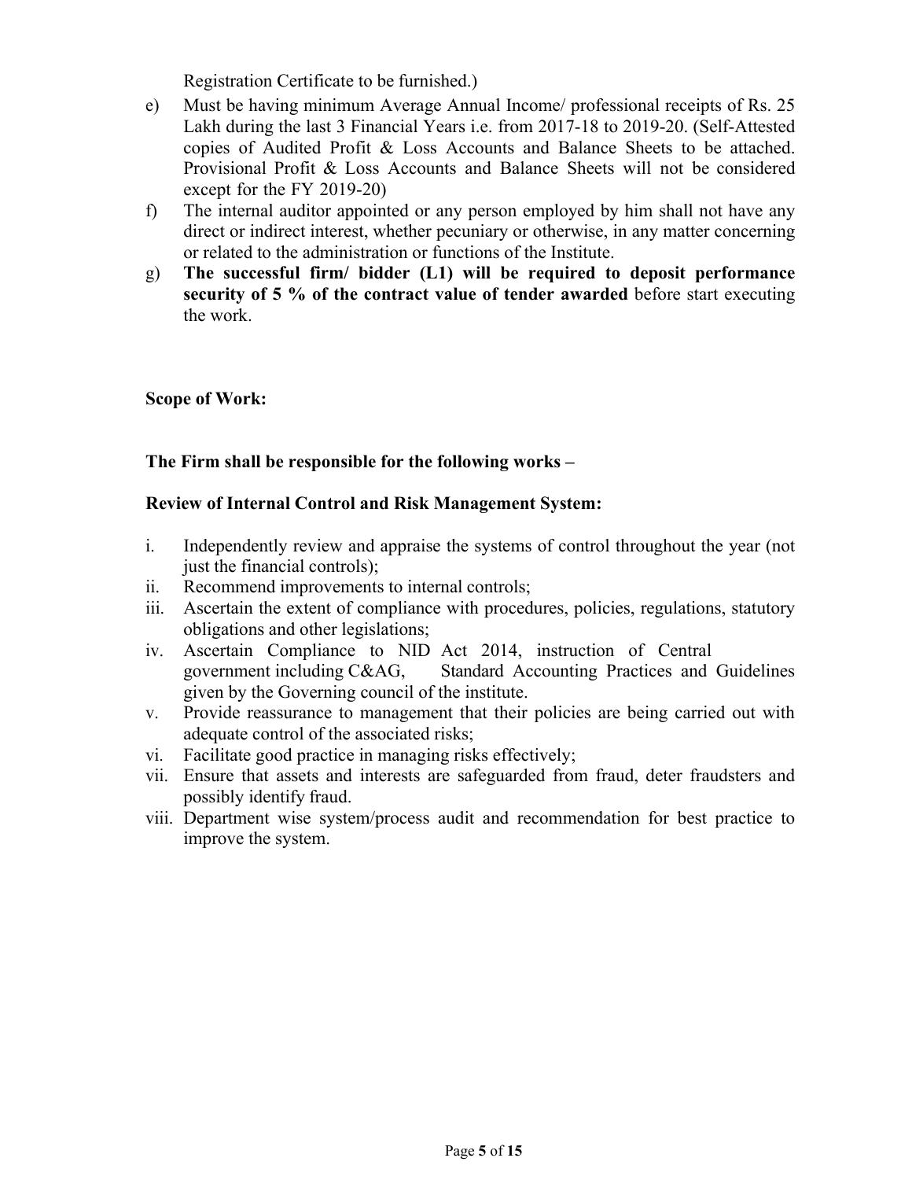Registration Certificate to be furnished.)

e) Must be having minimum Average Annual Income/ professional receipts of Rs. 25 Lakh during the last 3 Financial Years i.e. from 2017-18 to 2019-20. (Self-Attested copies of Audited Profit & Loss Accounts and Balance Sheets to be attached. Provisional Profit & Loss Accounts and Balance Sheets will not be considered except for the FY 2019-20)

f) The internal auditor appointed or any person employed by him shall not have any direct or indirect interest, whether pecuniary or otherwise, in any matter concerning or related to the administration or functions of the Institute.

g) **The successful firm/ bidder (L1) will be required to deposit performance security of 5 % of the contract value of tender awarded** before start executing the work.

**Scope of Work:**

**The Firm shall be responsible for the following works –**

**Review of Internal Control and Risk Management System:**

i. Independently review and appraise the systems of control throughout the year (not just the financial controls);
ii. Recommend improvements to internal controls;
iii. Ascertain the extent of compliance with procedures, policies, regulations, statutory obligations and other legislations;
iv. Ascertain Compliance to NID Act 2014, instruction of Central government including C&AG, Standard Accounting Practices and Guidelines given by the Governing council of the institute.
v. Provide reassurance to management that their policies are being carried out with adequate control of the associated risks;
vi. Facilitate good practice in managing risks effectively;
vii. Ensure that assets and interests are safeguarded from fraud, deter fraudsters and possibly identify fraud.
viii. Department wise system/process audit and recommendation for best practice to improve the system.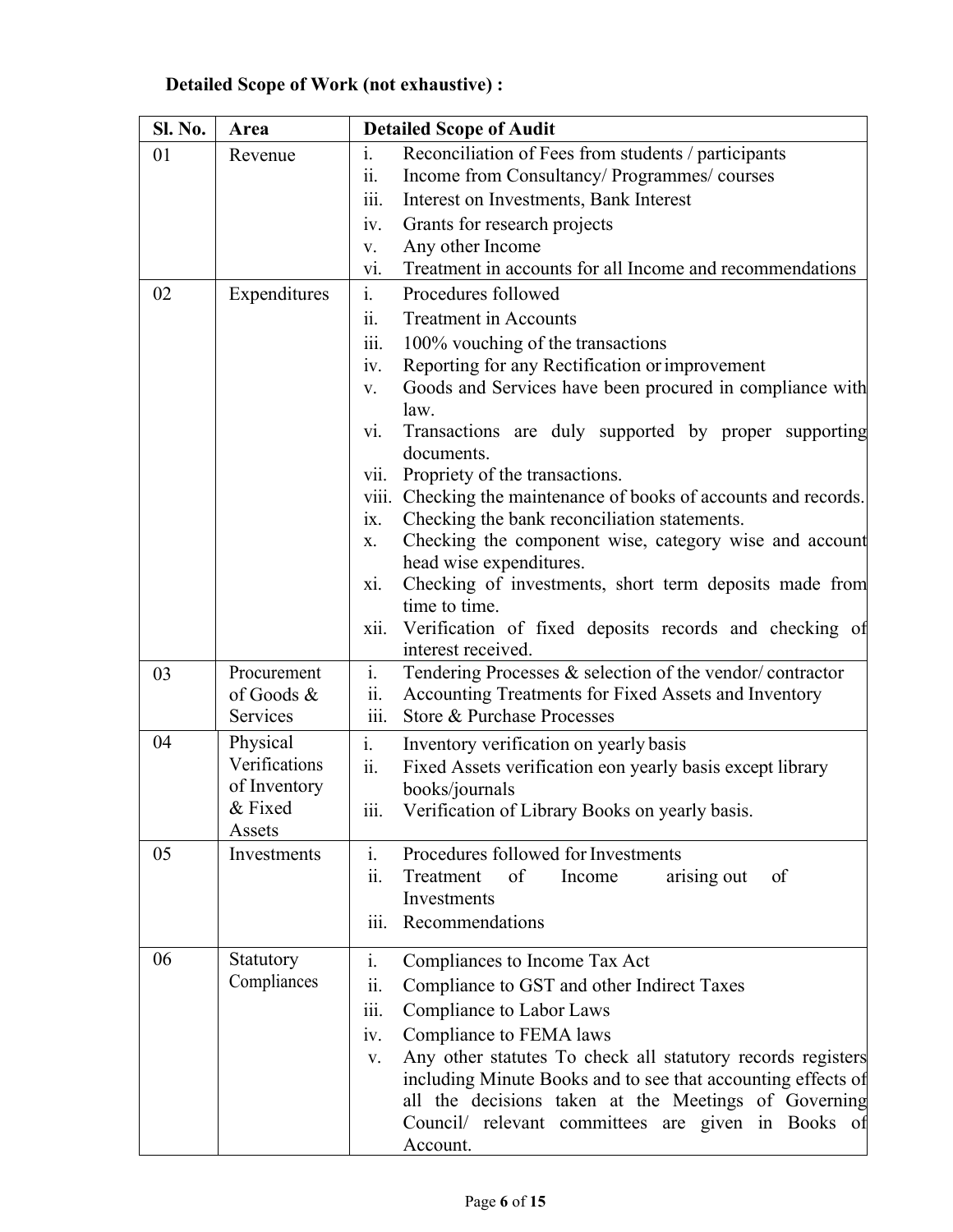**Detailed Scope of Work (not exhaustive) :**

| Sl. No. | Area | Detailed Scope of Audit |
|---|---|---|
| 01 | Revenue | i. Reconciliation of Fees from students / participants<br>ii. Income from Consultancy/ Programmes/ courses<br>iii. Interest on Investments, Bank Interest<br>iv. Grants for research projects<br>v. Any other Income<br>vi. Treatment in accounts for all Income and recommendations |
| 02 | Expenditures | i. Procedures followed<br>ii. Treatment in Accounts<br>iii. 100% vouching of the transactions<br>iv. Reporting for any Rectification or improvement<br>v. Goods and Services have been procured in compliance with law.<br>vi. Transactions are duly supported by proper supporting documents.<br>vii. Propriety of the transactions.<br>viii. Checking the maintenance of books of accounts and records.<br>ix. Checking the bank reconciliation statements.<br>x. Checking the component wise, category wise and account head wise expenditures.<br>xi. Checking of investments, short term deposits made from time to time.<br>xii. Verification of fixed deposits records and checking of interest received. |
| 03 | Procurement of Goods & Services | i. Tendering Processes & selection of the vendor/ contractor<br>ii. Accounting Treatments for Fixed Assets and Inventory<br>iii. Store & Purchase Processes |
| 04 | Physical Verifications of Inventory & Fixed Assets | i. Inventory verification on yearly basis<br>ii. Fixed Assets verification eon yearly basis except library books/journals<br>iii. Verification of Library Books on yearly basis. |
| 05 | Investments | i. Procedures followed for Investments<br>ii. Treatment of Income arising out of Investments<br>iii. Recommendations |
| 06 | Statutory Compliances | i. Compliances to Income Tax Act<br>ii. Compliance to GST and other Indirect Taxes<br>iii. Compliance to Labor Laws<br>iv. Compliance to FEMA laws<br>v. Any other statutes To check all statutory records registers including Minute Books and to see that accounting effects of all the decisions taken at the Meetings of Governing Council/ relevant committees are given in Books of Account. |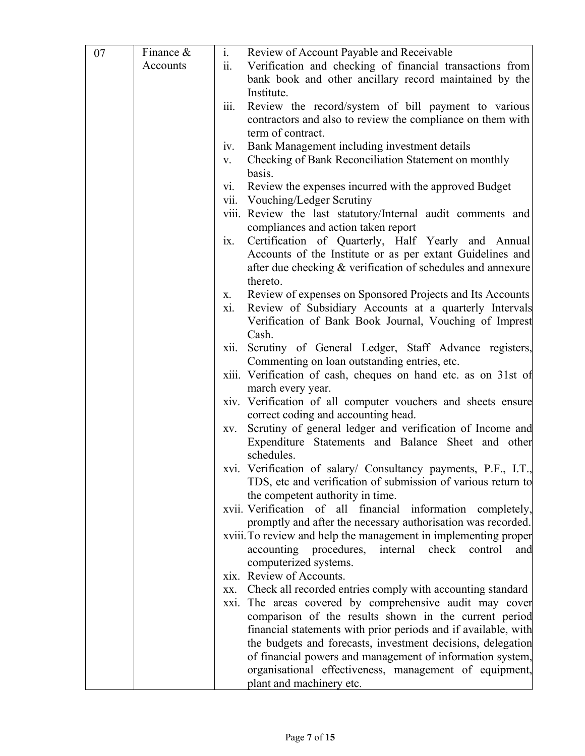| 07 | Finance & Accounts | i. Review of Account Payable and Receivable<br>ii. Verification and checking of financial transactions from bank book and other ancillary record maintained by the Institute.<br>iii. Review the record/system of bill payment to various contractors and also to review the compliance on them with term of contract.<br>iv. Bank Management including investment details<br>v. Checking of Bank Reconciliation Statement on monthly basis.<br>vi. Review the expenses incurred with the approved Budget<br>vii. Vouching/Ledger Scrutiny<br>viii. Review the last statutory/Internal audit comments and compliances and action taken report<br>ix. Certification of Quarterly, Half Yearly and Annual Accounts of the Institute or as per extant Guidelines and after due checking & verification of schedules and annexure thereto.<br>x. Review of expenses on Sponsored Projects and Its Accounts<br>xi. Review of Subsidiary Accounts at a quarterly Intervals Verification of Bank Book Journal, Vouching of Imprest Cash.<br>xii. Scrutiny of General Ledger, Staff Advance registers, Commenting on loan outstanding entries, etc.<br>xiii. Verification of cash, cheques on hand etc. as on 31st of march every year.<br>xiv. Verification of all computer vouchers and sheets ensure correct coding and accounting head.<br>xv. Scrutiny of general ledger and verification of Income and Expenditure Statements and Balance Sheet and other schedules.<br>xvi. Verification of salary/ Consultancy payments, P.F., I.T., TDS, etc and verification of submission of various return to the competent authority in time.<br>xvii. Verification of all financial information completely, promptly and after the necessary authorisation was recorded.<br>xviii. To review and help the management in implementing proper accounting procedures, internal check control and computerized systems.<br>xix. Review of Accounts.<br>xx. Check all recorded entries comply with accounting standard<br>xxi. The areas covered by comprehensive audit may cover comparison of the results shown in the current period financial statements with prior periods and if available, with the budgets and forecasts, investment decisions, delegation of financial powers and management of information system, organisational effectiveness, management of equipment, plant and machinery etc. |
|---|---|---|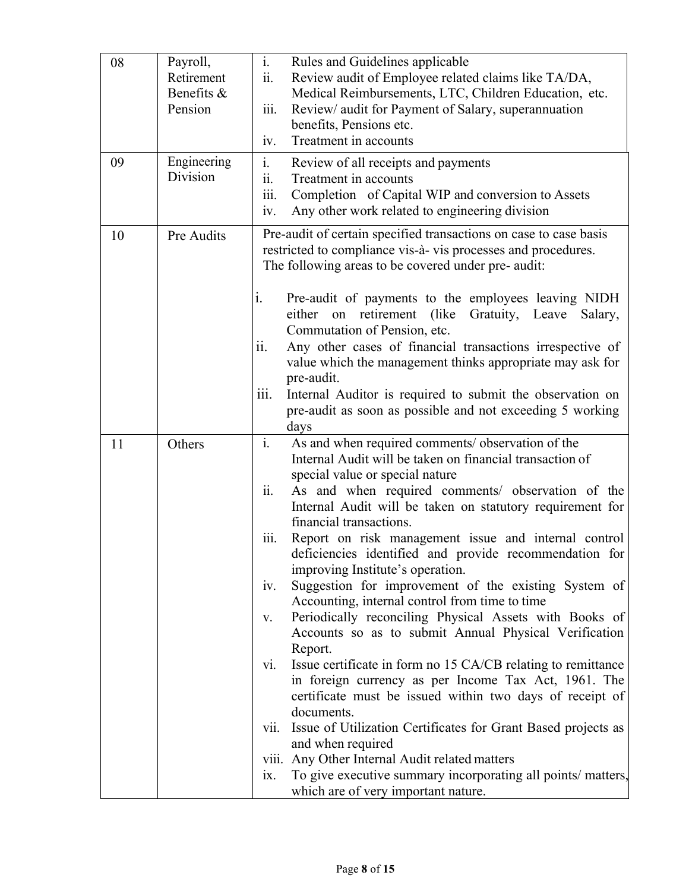| 08 | Payroll, Retirement Benefits & Pension | i. Rules and Guidelines applicable<br>ii. Review audit of Employee related claims like TA/DA, Medical Reimbursements, LTC, Children Education, etc.<br>iii. Review/ audit for Payment of Salary, superannuation benefits, Pensions etc.<br>iv. Treatment in accounts |
|---|---|---|
| 09 | Engineering Division | i. Review of all receipts and payments<br>ii. Treatment in accounts<br>iii. Completion of Capital WIP and conversion to Assets<br>iv. Any other work related to engineering division |
| 10 | Pre Audits | Pre-audit of certain specified transactions on case to case basis restricted to compliance vis-à- vis processes and procedures. The following areas to be covered under pre- audit:<br><br>i. Pre-audit of payments to the employees leaving NIDH either on retirement (like Gratuity, Leave Salary, Commutation of Pension, etc.<br>ii. Any other cases of financial transactions irrespective of value which the management thinks appropriate may ask for pre-audit.<br>iii. Internal Auditor is required to submit the observation on pre-audit as soon as possible and not exceeding 5 working days |
| 11 | Others | i. As and when required comments/ observation of the Internal Audit will be taken on financial transaction of special value or special nature<br>ii. As and when required comments/ observation of the Internal Audit will be taken on statutory requirement for financial transactions.<br>iii. Report on risk management issue and internal control deficiencies identified and provide recommendation for improving Institute's operation.<br>iv. Suggestion for improvement of the existing System of Accounting, internal control from time to time<br>v. Periodically reconciling Physical Assets with Books of Accounts so as to submit Annual Physical Verification Report.<br>vi. Issue certificate in form no 15 CA/CB relating to remittance in foreign currency as per Income Tax Act, 1961. The certificate must be issued within two days of receipt of documents.<br>vii. Issue of Utilization Certificates for Grant Based projects as and when required<br>viii. Any Other Internal Audit related matters<br>ix. To give executive summary incorporating all points/ matters, which are of very important nature. |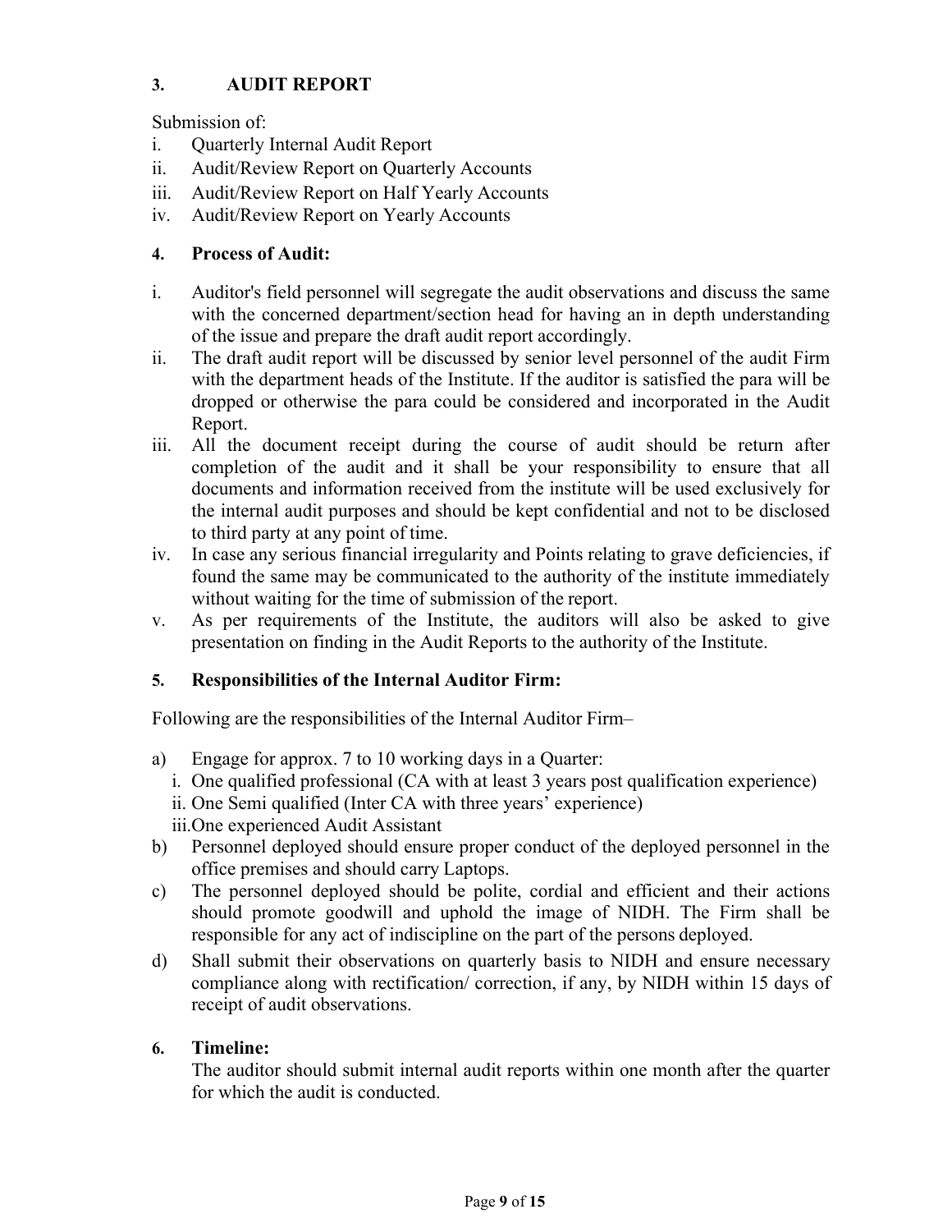## 3. AUDIT REPORT

Submission of:

i. Quarterly Internal Audit Report
ii. Audit/Review Report on Quarterly Accounts
iii. Audit/Review Report on Half Yearly Accounts
iv. Audit/Review Report on Yearly Accounts

## 4. Process of Audit:

i. Auditor's field personnel will segregate the audit observations and discuss the same with the concerned department/section head for having an in depth understanding of the issue and prepare the draft audit report accordingly.
ii. The draft audit report will be discussed by senior level personnel of the audit Firm with the department heads of the Institute. If the auditor is satisfied the para will be dropped or otherwise the para could be considered and incorporated in the Audit Report.
iii. All the document receipt during the course of audit should be return after completion of the audit and it shall be your responsibility to ensure that all documents and information received from the institute will be used exclusively for the internal audit purposes and should be kept confidential and not to be disclosed to third party at any point of time.
iv. In case any serious financial irregularity and Points relating to grave deficiencies, if found the same may be communicated to the authority of the institute immediately without waiting for the time of submission of the report.
v. As per requirements of the Institute, the auditors will also be asked to give presentation on finding in the Audit Reports to the authority of the Institute.

## 5. Responsibilities of the Internal Auditor Firm:

Following are the responsibilities of the Internal Auditor Firm–

a) Engage for approx. 7 to 10 working days in a Quarter:
   i. One qualified professional (CA with at least 3 years post qualification experience)
   ii. One Semi qualified (Inter CA with three years' experience)
   iii. One experienced Audit Assistant
b) Personnel deployed should ensure proper conduct of the deployed personnel in the office premises and should carry Laptops.
c) The personnel deployed should be polite, cordial and efficient and their actions should promote goodwill and uphold the image of NIDH. The Firm shall be responsible for any act of indiscipline on the part of the persons deployed.
d) Shall submit their observations on quarterly basis to NIDH and ensure necessary compliance along with rectification/ correction, if any, by NIDH within 15 days of receipt of audit observations.

## 6. Timeline:

The auditor should submit internal audit reports within one month after the quarter for which the audit is conducted.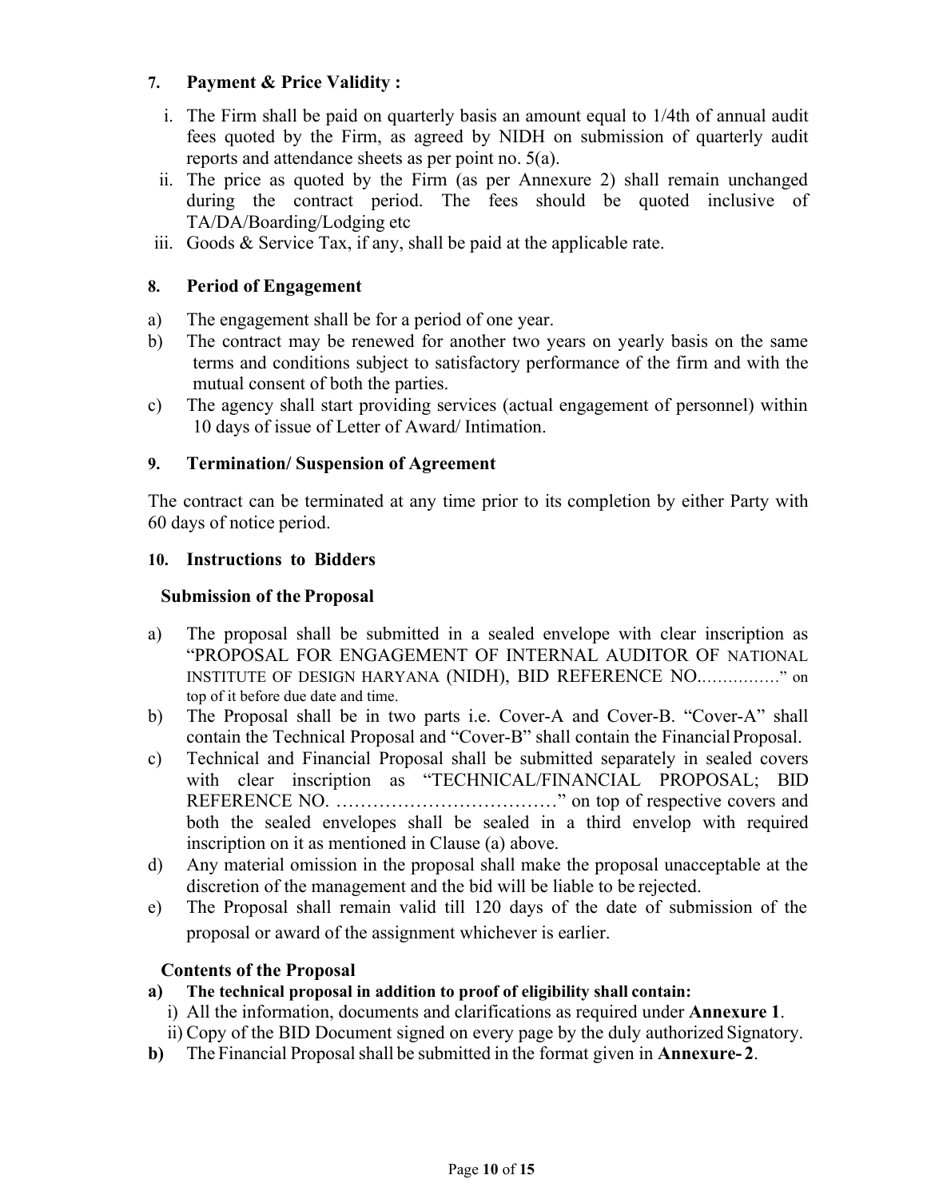## 7. Payment & Price Validity :

i. The Firm shall be paid on quarterly basis an amount equal to 1/4th of annual audit fees quoted by the Firm, as agreed by NIDH on submission of quarterly audit reports and attendance sheets as per point no. 5(a).

ii. The price as quoted by the Firm (as per Annexure 2) shall remain unchanged during the contract period. The fees should be quoted inclusive of TA/DA/Boarding/Lodging etc

iii. Goods & Service Tax, if any, shall be paid at the applicable rate.

## 8. Period of Engagement

a) The engagement shall be for a period of one year.

b) The contract may be renewed for another two years on yearly basis on the same terms and conditions subject to satisfactory performance of the firm and with the mutual consent of both the parties.

c) The agency shall start providing services (actual engagement of personnel) within 10 days of issue of Letter of Award/ Intimation.

## 9. Termination/ Suspension of Agreement

The contract can be terminated at any time prior to its completion by either Party with 60 days of notice period.

## 10. Instructions to Bidders

### Submission of the Proposal

a) The proposal shall be submitted in a sealed envelope with clear inscription as "PROPOSAL FOR ENGAGEMENT OF INTERNAL AUDITOR OF NATIONAL INSTITUTE OF DESIGN HARYANA (NIDH), BID REFERENCE NO……………" on top of it before due date and time.

b) The Proposal shall be in two parts i.e. Cover-A and Cover-B. "Cover-A" shall contain the Technical Proposal and "Cover-B" shall contain the Financial Proposal.

c) Technical and Financial Proposal shall be submitted separately in sealed covers with clear inscription as "TECHNICAL/FINANCIAL PROPOSAL; BID REFERENCE NO. ………………………………" on top of respective covers and both the sealed envelopes shall be sealed in a third envelop with required inscription on it as mentioned in Clause (a) above.

d) Any material omission in the proposal shall make the proposal unacceptable at the discretion of the management and the bid will be liable to be rejected.

e) The Proposal shall remain valid till 120 days of the date of submission of the proposal or award of the assignment whichever is earlier.

### Contents of the Proposal

**a) The technical proposal in addition to proof of eligibility shall contain:**

i) All the information, documents and clarifications as required under **Annexure 1**.

ii) Copy of the BID Document signed on every page by the duly authorized Signatory.

**b)** The Financial Proposal shall be submitted in the format given in **Annexure- 2**.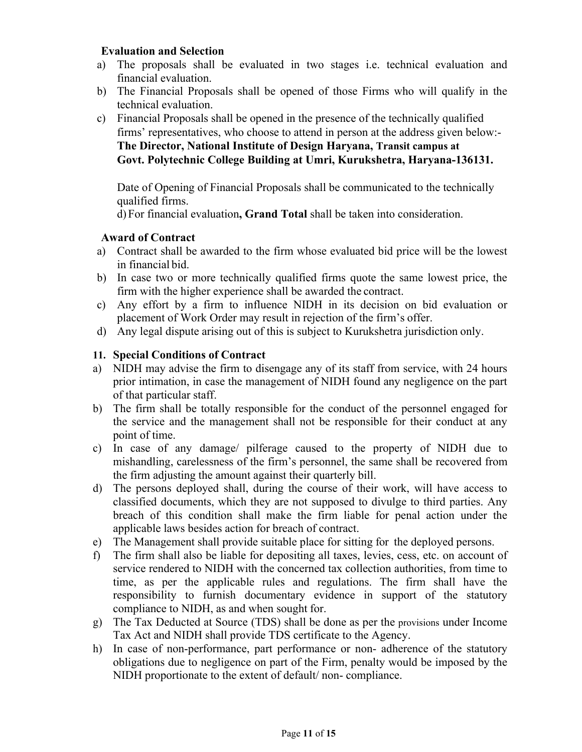**Evaluation and Selection**

a) The proposals shall be evaluated in two stages i.e. technical evaluation and financial evaluation.
b) The Financial Proposals shall be opened of those Firms who will qualify in the technical evaluation.
c) Financial Proposals shall be opened in the presence of the technically qualified firms' representatives, who choose to attend in person at the address given below:-
**The Director, National Institute of Design Haryana, Transit campus at Govt. Polytechnic College Building at Umri, Kurukshetra, Haryana-136131.**

Date of Opening of Financial Proposals shall be communicated to the technically qualified firms.

d) For financial evaluation**, Grand Total** shall be taken into consideration.

**Award of Contract**

a) Contract shall be awarded to the firm whose evaluated bid price will be the lowest in financial bid.
b) In case two or more technically qualified firms quote the same lowest price, the firm with the higher experience shall be awarded the contract.
c) Any effort by a firm to influence NIDH in its decision on bid evaluation or placement of Work Order may result in rejection of the firm's offer.
d) Any legal dispute arising out of this is subject to Kurukshetra jurisdiction only.

**11. Special Conditions of Contract**

a) NIDH may advise the firm to disengage any of its staff from service, with 24 hours prior intimation, in case the management of NIDH found any negligence on the part of that particular staff.
b) The firm shall be totally responsible for the conduct of the personnel engaged for the service and the management shall not be responsible for their conduct at any point of time.
c) In case of any damage/ pilferage caused to the property of NIDH due to mishandling, carelessness of the firm's personnel, the same shall be recovered from the firm adjusting the amount against their quarterly bill.
d) The persons deployed shall, during the course of their work, will have access to classified documents, which they are not supposed to divulge to third parties. Any breach of this condition shall make the firm liable for penal action under the applicable laws besides action for breach of contract.
e) The Management shall provide suitable place for sitting for the deployed persons.
f) The firm shall also be liable for depositing all taxes, levies, cess, etc. on account of service rendered to NIDH with the concerned tax collection authorities, from time to time, as per the applicable rules and regulations. The firm shall have the responsibility to furnish documentary evidence in support of the statutory compliance to NIDH, as and when sought for.
g) The Tax Deducted at Source (TDS) shall be done as per the provisions under Income Tax Act and NIDH shall provide TDS certificate to the Agency.
h) In case of non-performance, part performance or non- adherence of the statutory obligations due to negligence on part of the Firm, penalty would be imposed by the NIDH proportionate to the extent of default/ non- compliance.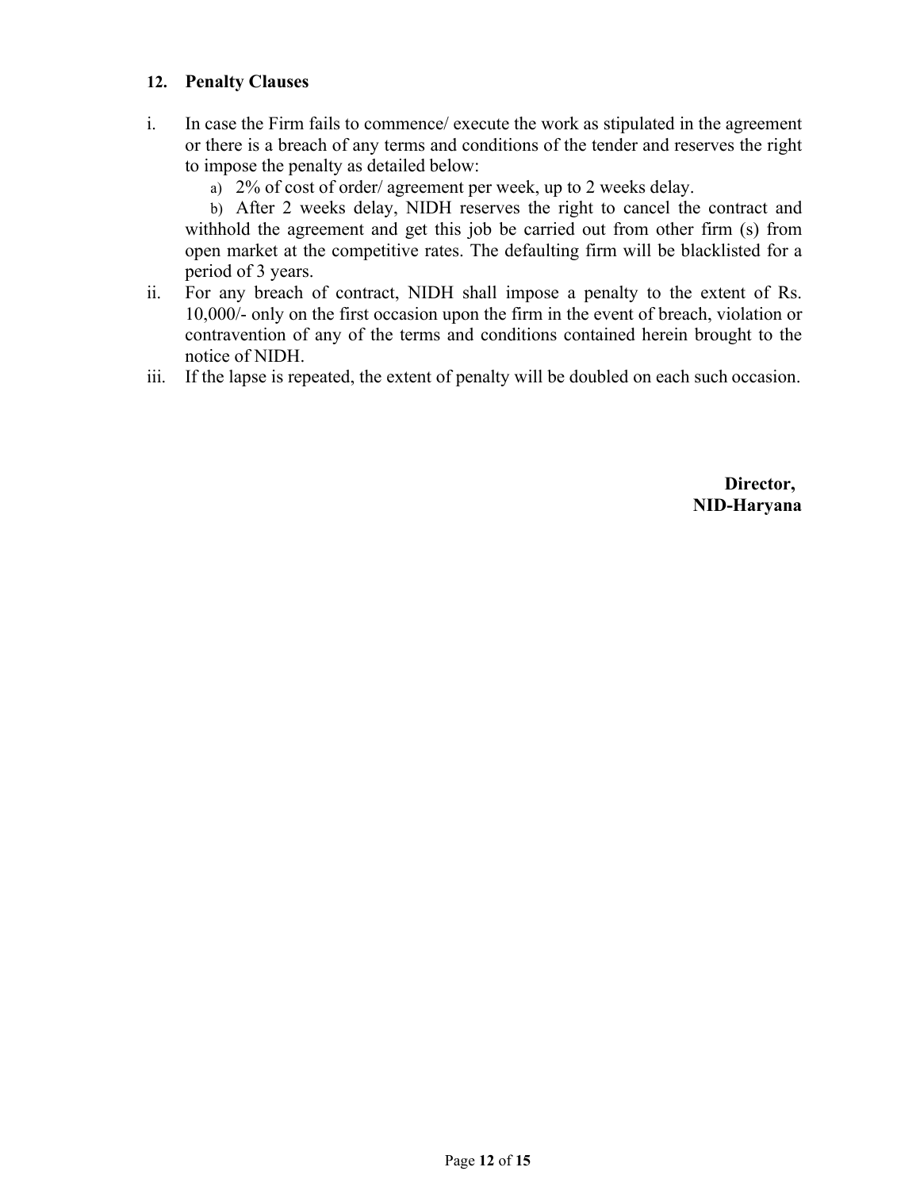### 12. Penalty Clauses

i. In case the Firm fails to commence/ execute the work as stipulated in the agreement or there is a breach of any terms and conditions of the tender and reserves the right to impose the penalty as detailed below:

   a) 2% of cost of order/ agreement per week, up to 2 weeks delay.

   b) After 2 weeks delay, NIDH reserves the right to cancel the contract and withhold the agreement and get this job be carried out from other firm (s) from open market at the competitive rates. The defaulting firm will be blacklisted for a period of 3 years.

ii. For any breach of contract, NIDH shall impose a penalty to the extent of Rs. 10,000/- only on the first occasion upon the firm in the event of breach, violation or contravention of any of the terms and conditions contained herein brought to the notice of NIDH.

iii. If the lapse is repeated, the extent of penalty will be doubled on each such occasion.

**Director,**
**NID-Haryana**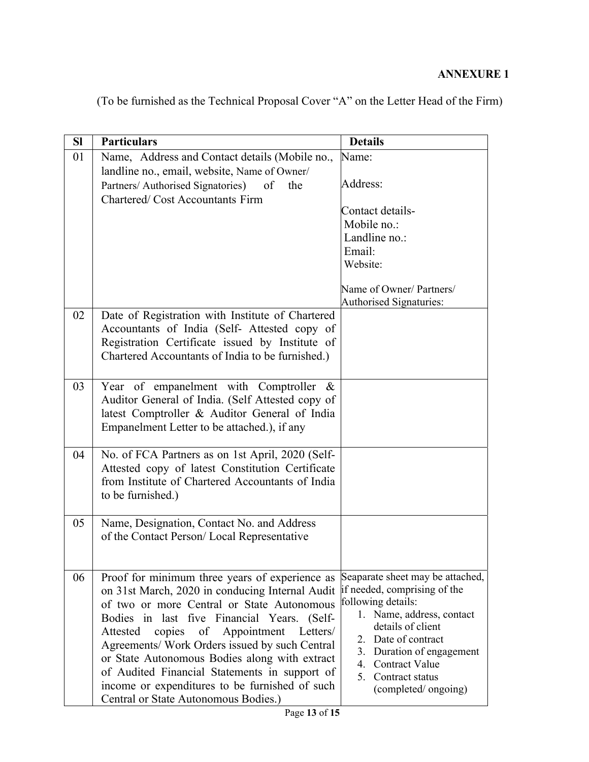**ANNEXURE 1**

(To be furnished as the Technical Proposal Cover "A" on the Letter Head of the Firm)

| Sl | Particulars | Details |
|---|---|---|
| 01 | Name, Address and Contact details (Mobile no., landline no., email, website, Name of Owner/ Partners/ Authorised Signatories) of the Chartered/ Cost Accountants Firm | Name:<br><br>Address:<br><br>Contact details-<br>Mobile no.:<br>Landline no.:<br>Email:<br>Website:<br><br>Name of Owner/ Partners/ Authorised Signaturies: |
| 02 | Date of Registration with Institute of Chartered Accountants of India (Self- Attested copy of Registration Certificate issued by Institute of Chartered Accountants of India to be furnished.) | |
| 03 | Year of empanelment with Comptroller & Auditor General of India. (Self Attested copy of latest Comptroller & Auditor General of India Empanelment Letter to be attached.), if any | |
| 04 | No. of FCA Partners as on 1st April, 2020 (Self- Attested copy of latest Constitution Certificate from Institute of Chartered Accountants of India to be furnished.) | |
| 05 | Name, Designation, Contact No. and Address of the Contact Person/ Local Representative | |
| 06 | Proof for minimum three years of experience as on 31st March, 2020 in conducing Internal Audit of two or more Central or State Autonomous Bodies in last five Financial Years. (Self- Attested copies of Appointment Letters/ Agreements/ Work Orders issued by such Central or State Autonomous Bodies along with extract of Audited Financial Statements in support of income or expenditures to be furnished of such Central or State Autonomous Bodies.) | Seaparate sheet may be attached, if needed, comprising of the following details:<br>1. Name, address, contact details of client<br>2. Date of contract<br>3. Duration of engagement<br>4. Contract Value<br>5. Contract status (completed/ ongoing) |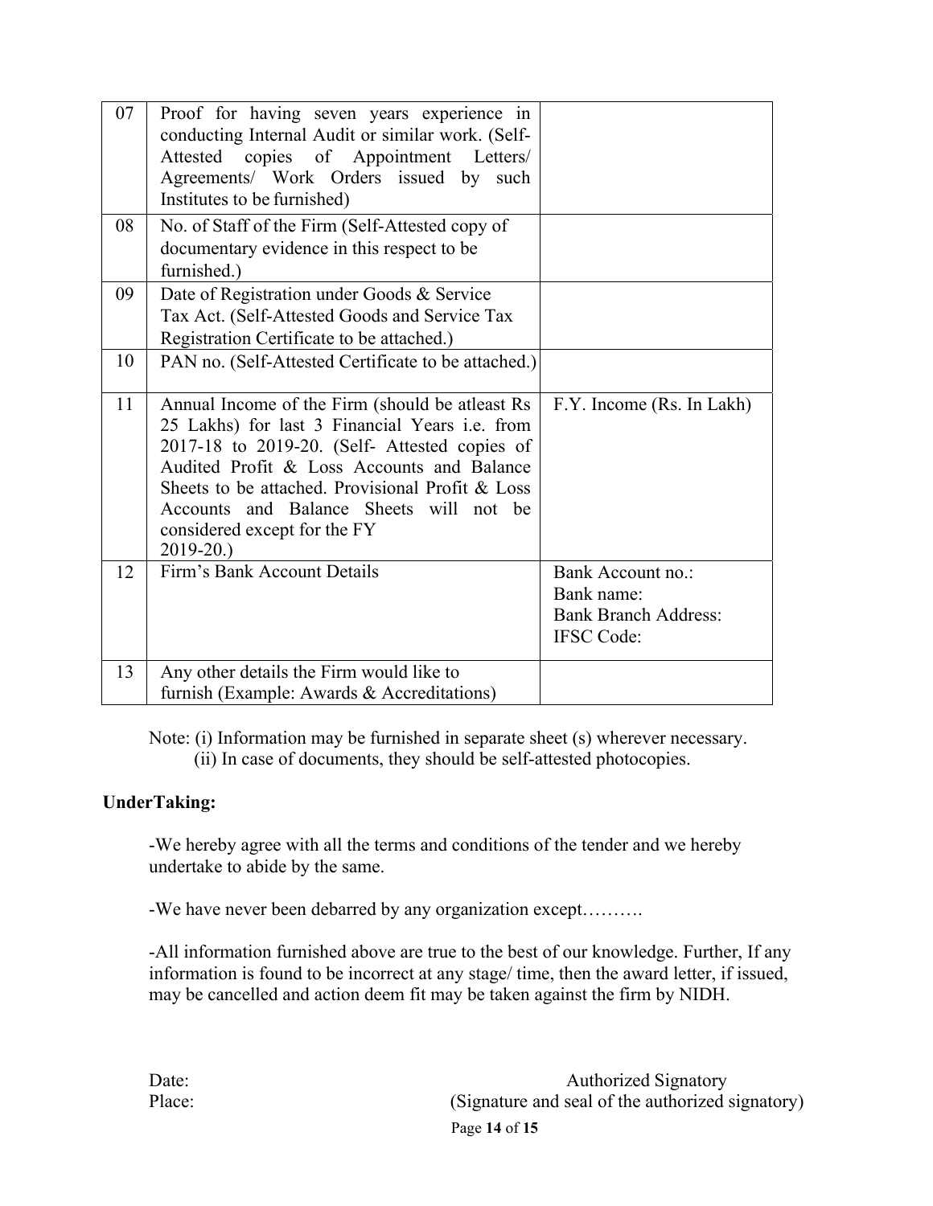| 07 | Proof for having seven years experience in conducting Internal Audit or similar work. (Self-Attested copies of Appointment Letters/ Agreements/ Work Orders issued by such Institutes to be furnished) | |
|---|---|---|
| 08 | No. of Staff of the Firm (Self-Attested copy of documentary evidence in this respect to be furnished.) | |
| 09 | Date of Registration under Goods & Service Tax Act. (Self-Attested Goods and Service Tax Registration Certificate to be attached.) | |
| 10 | PAN no. (Self-Attested Certificate to be attached.) | |
| 11 | Annual Income of the Firm (should be atleast Rs 25 Lakhs) for last 3 Financial Years i.e. from 2017-18 to 2019-20. (Self- Attested copies of Audited Profit & Loss Accounts and Balance Sheets to be attached. Provisional Profit & Loss Accounts and Balance Sheets will not be considered except for the FY 2019-20.) | F.Y. Income (Rs. In Lakh) |
| 12 | Firm's Bank Account Details | Bank Account no.:<br>Bank name:<br>Bank Branch Address:<br>IFSC Code: |
| 13 | Any other details the Firm would like to furnish (Example: Awards & Accreditations) | |

Note: (i) Information may be furnished in separate sheet (s) wherever necessary.
(ii) In case of documents, they should be self-attested photocopies.

**UnderTaking:**

-We hereby agree with all the terms and conditions of the tender and we hereby undertake to abide by the same.

-We have never been debarred by any organization except……….

-All information furnished above are true to the best of our knowledge. Further, If any information is found to be incorrect at any stage/ time, then the award letter, if issued, may be cancelled and action deem fit may be taken against the firm by NIDH.

Date:

Place:

Authorized Signatory
(Signature and seal of the authorized signatory)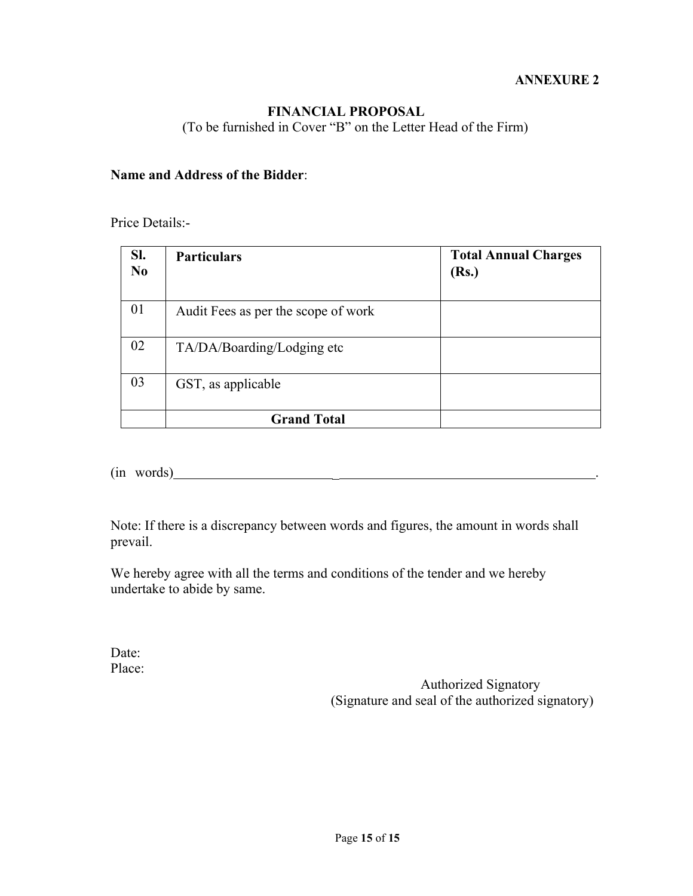**ANNEXURE 2**

## FINANCIAL PROPOSAL

(To be furnished in Cover "B" on the Letter Head of the Firm)

**Name and Address of the Bidder**:

Price Details:-

| Sl. No | Particulars | Total Annual Charges (Rs.) |
|---|---|---|
| 01 | Audit Fees as per the scope of work | |
| 02 | TA/DA/Boarding/Lodging etc | |
| 03 | GST, as applicable | |
| | **Grand Total** | |

(in words)_______________________________________________________________.

Note: If there is a discrepancy between words and figures, the amount in words shall prevail.

We hereby agree with all the terms and conditions of the tender and we hereby undertake to abide by same.

Date:
Place:

Authorized Signatory
(Signature and seal of the authorized signatory)